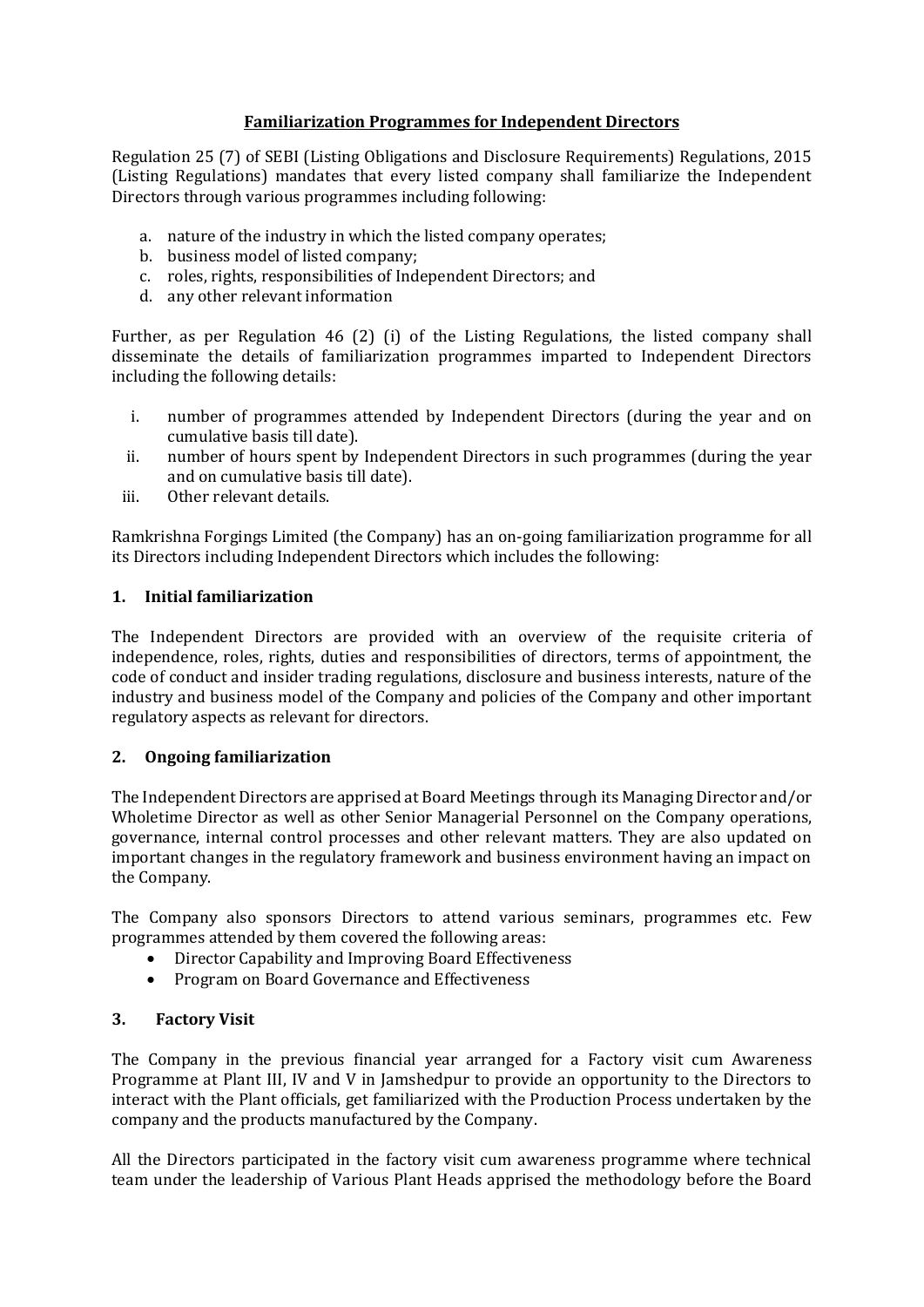# Familiarization Programmes for Independent Directors

Regulation 25 (7) of SEBI (Listing Obligations and Disclosure Requirements) Regulations, 2015 (Listing Regulations) mandates that every listed company shall familiarize the Independent Directors through various programmes including following:

a. nature of the industry in which the listed company operates;
b. business model of listed company;
c. roles, rights, responsibilities of Independent Directors; and
d. any other relevant information

Further, as per Regulation 46 (2) (i) of the Listing Regulations, the listed company shall disseminate the details of familiarization programmes imparted to Independent Directors including the following details:

i. number of programmes attended by Independent Directors (during the year and on cumulative basis till date).
ii. number of hours spent by Independent Directors in such programmes (during the year and on cumulative basis till date).
iii. Other relevant details.

Ramkrishna Forgings Limited (the Company) has an on-going familiarization programme for all its Directors including Independent Directors which includes the following:

## 1. Initial familiarization

The Independent Directors are provided with an overview of the requisite criteria of independence, roles, rights, duties and responsibilities of directors, terms of appointment, the code of conduct and insider trading regulations, disclosure and business interests, nature of the industry and business model of the Company and policies of the Company and other important regulatory aspects as relevant for directors.

## 2. Ongoing familiarization

The Independent Directors are apprised at Board Meetings through its Managing Director and/or Wholetime Director as well as other Senior Managerial Personnel on the Company operations, governance, internal control processes and other relevant matters. They are also updated on important changes in the regulatory framework and business environment having an impact on the Company.

The Company also sponsors Directors to attend various seminars, programmes etc. Few programmes attended by them covered the following areas:

- Director Capability and Improving Board Effectiveness
- Program on Board Governance and Effectiveness

## 3. Factory Visit

The Company in the previous financial year arranged for a Factory visit cum Awareness Programme at Plant III, IV and V in Jamshedpur to provide an opportunity to the Directors to interact with the Plant officials, get familiarized with the Production Process undertaken by the company and the products manufactured by the Company.

All the Directors participated in the factory visit cum awareness programme where technical team under the leadership of Various Plant Heads apprised the methodology before the Board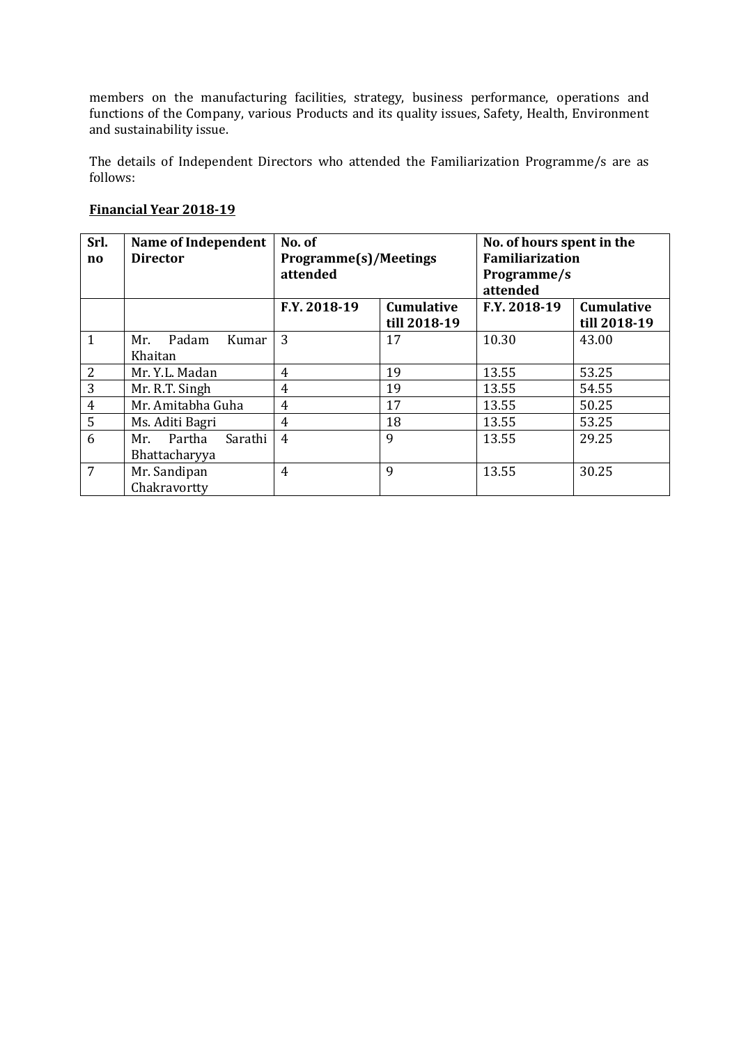members on the manufacturing facilities, strategy, business performance, operations and functions of the Company, various Products and its quality issues, Safety, Health, Environment and sustainability issue.

The details of Independent Directors who attended the Familiarization Programme/s are as follows:

**Financial Year 2018-19**

| Srl. no | Name of Independent Director | No. of Programme(s)/Meetings attended | | No. of hours spent in the Familiarization Programme/s attended | |
|---|---|---|---|---|---|
| | | **F.Y. 2018-19** | **Cumulative till 2018-19** | **F.Y. 2018-19** | **Cumulative till 2018-19** |
| 1 | Mr. Padam Kumar Khaitan | 3 | 17 | 10.30 | 43.00 |
| 2 | Mr. Y.L. Madan | 4 | 19 | 13.55 | 53.25 |
| 3 | Mr. R.T. Singh | 4 | 19 | 13.55 | 54.55 |
| 4 | Mr. Amitabha Guha | 4 | 17 | 13.55 | 50.25 |
| 5 | Ms. Aditi Bagri | 4 | 18 | 13.55 | 53.25 |
| 6 | Mr. Partha Sarathi Bhattacharyya | 4 | 9 | 13.55 | 29.25 |
| 7 | Mr. Sandipan Chakravortty | 4 | 9 | 13.55 | 30.25 |